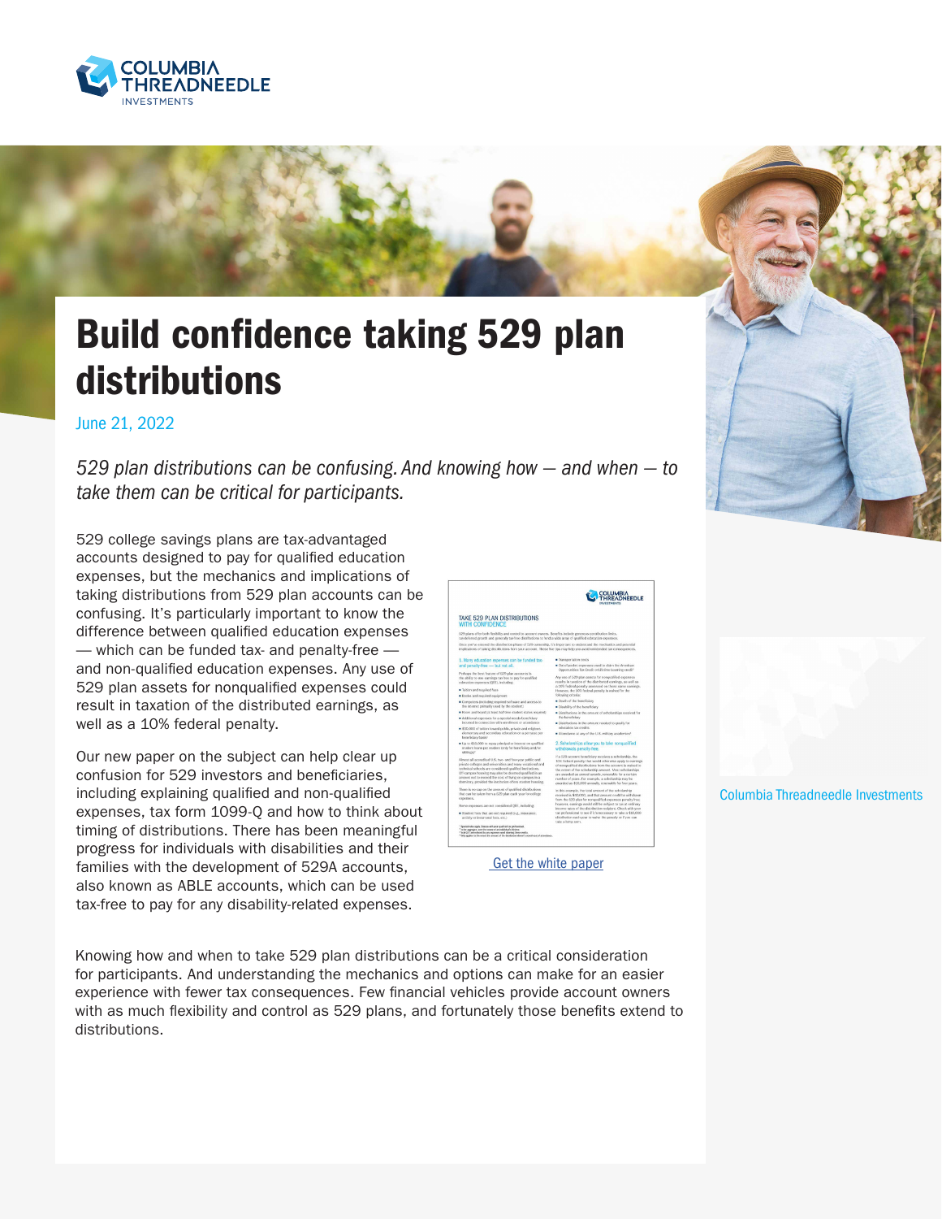# Build confidence taking 529 plan distributions

June 21, 2022

*529 plan distributions can be confusing. And knowing how — and when — to take them can be critical for participants.*

529 college savings plans are tax-advantaged accounts designed to pay for qualified education expenses, but the mechanics and implications of taking distributions from 529 plan accounts can be confusing. It's particularly important to know the difference between qualified education expenses — which can be funded tax- and penalty-free — and non-qualified education expenses. Any use of 529 plan assets for nonqualified expenses could result in taxation of the distributed earnings, as well as a 10% federal penalty.

Our new paper on the subject can help clear up confusion for 529 investors and beneficiaries, including explaining qualified and non-qualified expenses, tax form 1099-Q and how to think about timing of distributions. There has been meaningful progress for individuals with disabilities and their families with the development of 529A accounts, also known as ABLE accounts, which can be used tax-free to pay for any disability-related expenses.

Get the white paper

Knowing how and when to take 529 plan distributions can be a critical consideration for participants. And understanding the mechanics and options can make for an easier experience with fewer tax consequences. Few financial vehicles provide account owners with as much flexibility and control as 529 plans, and fortunately those benefits extend to distributions.

Columbia Threadneedle Investments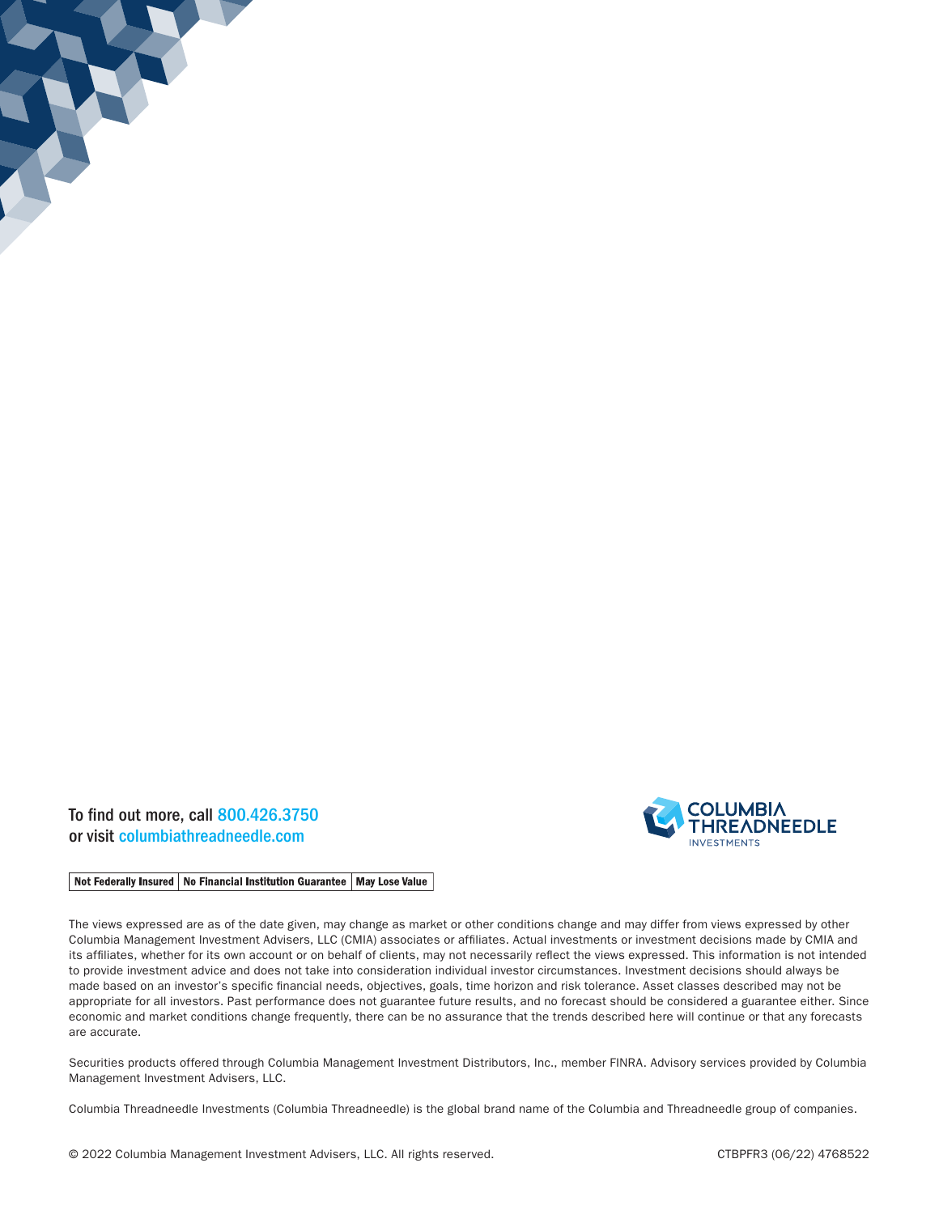To find out more, call 800.426.3750
or visit columbiathreadneedle.com

COLUMBIA THREADNEEDLE INVESTMENTS

| Not Federally Insured | No Financial Institution Guarantee | May Lose Value |
|---|---|---|

The views expressed are as of the date given, may change as market or other conditions change and may differ from views expressed by other Columbia Management Investment Advisers, LLC (CMIA) associates or affiliates. Actual investments or investment decisions made by CMIA and its affiliates, whether for its own account or on behalf of clients, may not necessarily reflect the views expressed. This information is not intended to provide investment advice and does not take into consideration individual investor circumstances. Investment decisions should always be made based on an investor's specific financial needs, objectives, goals, time horizon and risk tolerance. Asset classes described may not be appropriate for all investors. Past performance does not guarantee future results, and no forecast should be considered a guarantee either. Since economic and market conditions change frequently, there can be no assurance that the trends described here will continue or that any forecasts are accurate.

Securities products offered through Columbia Management Investment Distributors, Inc., member FINRA. Advisory services provided by Columbia Management Investment Advisers, LLC.

Columbia Threadneedle Investments (Columbia Threadneedle) is the global brand name of the Columbia and Threadneedle group of companies.

© 2022 Columbia Management Investment Advisers, LLC. All rights reserved.

CTBPFR3 (06/22) 4768522